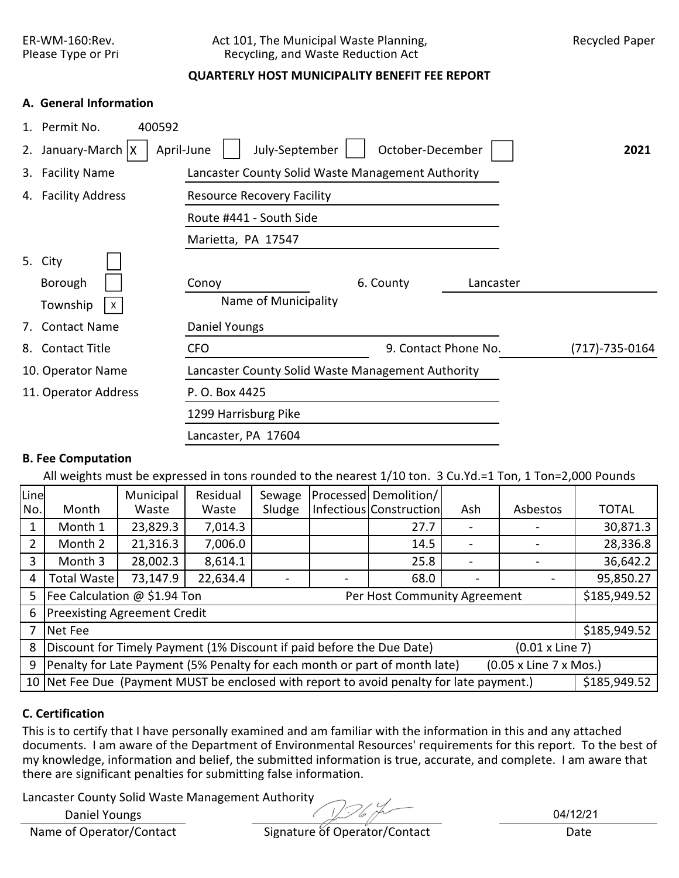ER-WM-160:Rev.
Please Type or Pri

Act 101, The Municipal Waste Planning, Recycling, and Waste Reduction Act

Recycled Paper

## QUARTERLY HOST MUNICIPALITY BENEFIT FEE REPORT

### A. General Information

1. Permit No. 400592
2. January-March [X] April-June [ ] July-September [ ] October-December [ ] **2021**
3. Facility Name: Lancaster County Solid Waste Management Authority
4. Facility Address: Resource Recovery Facility
   Route #441 - South Side
   Marietta, PA 17547
5. City [ ]
   Borough [ ]
   Township [X]
   Conoy (Name of Municipality)
6. County: Lancaster
7. Contact Name: Daniel Youngs
8. Contact Title: CFO
9. Contact Phone No.: (717)-735-0164
10. Operator Name: Lancaster County Solid Waste Management Authority
11. Operator Address: P. O. Box 4425
    1299 Harrisburg Pike
    Lancaster, PA 17604

### B. Fee Computation

All weights must be expressed in tons rounded to the nearest 1/10 ton. 3 Cu.Yd.=1 Ton, 1 Ton=2,000 Pounds

| Line No. | Month | Municipal Waste | Residual Waste | Sewage Sludge | Processed Infectious | Demolition/ Construction | Ash | Asbestos | TOTAL |
|---|---|---|---|---|---|---|---|---|---|
| 1 | Month 1 | 23,829.3 | 7,014.3 | | | 27.7 | - | - | 30,871.3 |
| 2 | Month 2 | 21,316.3 | 7,006.0 | | | 14.5 | - | - | 28,336.8 |
| 3 | Month 3 | 28,002.3 | 8,614.1 | | | 25.8 | - | - | 36,642.2 |
| 4 | Total Waste | 73,147.9 | 22,634.4 | - | - | 68.0 | - | - | 95,850.27 |
| 5 | Fee Calculation @ $1.94 Ton | | | | Per Host Community Agreement | | | | $185,949.52 |
| 6 | Preexisting Agreement Credit | | | | | | | | |
| 7 | Net Fee | | | | | | | | $185,949.52 |
| 8 | Discount for Timely Payment (1% Discount if paid before the Due Date) | | | | | | (0.01 x Line 7) | | |
| 9 | Penalty for Late Payment (5% Penalty for each month or part of month late) | | | | | | (0.05 x Line 7 x Mos.) | | |
| 10 | Net Fee Due (Payment MUST be enclosed with report to avoid penalty for late payment.) | | | | | | | | $185,949.52 |

### C. Certification

This is to certify that I have personally examined and am familiar with the information in this and any attached documents. I am aware of the Department of Environmental Resources' requirements for this report. To the best of my knowledge, information and belief, the submitted information is true, accurate, and complete. I am aware that there are significant penalties for submitting false information.

Lancaster County Solid Waste Management Authority
Daniel Youngs

| Name of Operator/Contact | Signature of Operator/Contact | Date |
|---|---|---|
| Daniel Youngs | [signature] | 04/12/21 |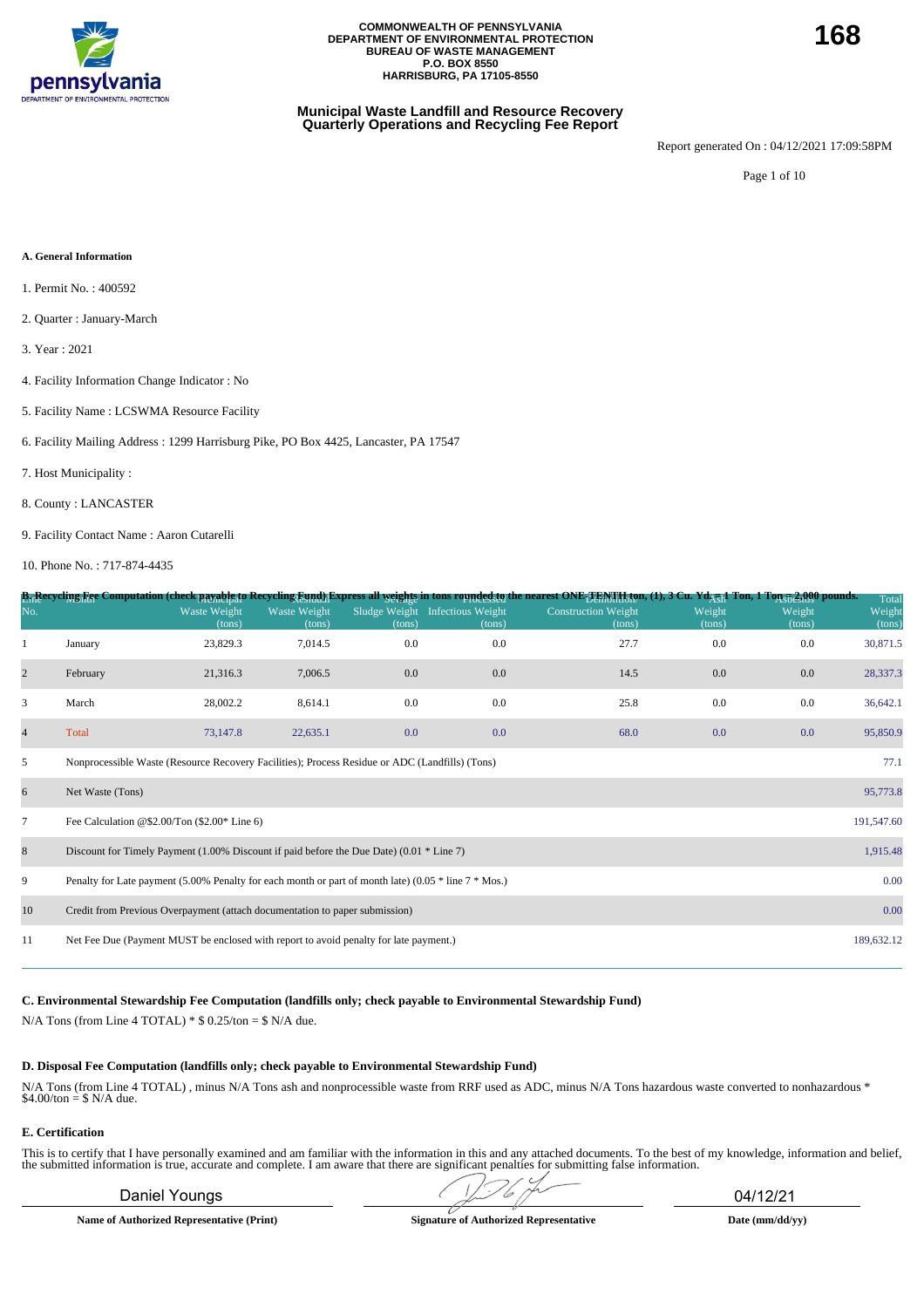COMMONWEALTH OF PENNSYLVANIA
DEPARTMENT OF ENVIRONMENTAL PROTECTION
BUREAU OF WASTE MANAGEMENT
P.O. BOX 8550
HARRISBURG, PA 17105-8550

168

## Municipal Waste Landfill and Resource Recovery Quarterly Operations and Recycling Fee Report

Report generated On : 04/12/2021 17:09:58PM

### A. General Information

1. Permit No. : 400592
2. Quarter : January-March
3. Year : 2021
4. Facility Information Change Indicator : No
5. Facility Name : LCSWMA Resource Facility
6. Facility Mailing Address : 1299 Harrisburg Pike, PO Box 4425, Lancaster, PA 17547
7. Host Municipality :
8. County : LANCASTER
9. Facility Contact Name : Aaron Cutarelli
10. Phone No. : 717-874-4435

### B. Recycling Fee Computation (check payable to Recycling Fund) Express all weights in tons rounded to the nearest ONE-TENTH ton, (1), 3 Cu. Yd. = 1 Ton, 1 Ton = 2,000 pounds.

| Line No. | Month | Municipal Waste Weight (tons) | Residual Waste Weight (tons) | Sewage Sludge Weight (tons) | Processed Infectious Weight (tons) | Demolition Construction Weight (tons) | Ash Weight (tons) | Asbestos Weight (tons) | Total Weight (tons) |
|---|---|---|---|---|---|---|---|---|---|
| 1 | January | 23,829.3 | 7,014.5 | 0.0 | 0.0 | 27.7 | 0.0 | 0.0 | 30,871.5 |
| 2 | February | 21,316.3 | 7,006.5 | 0.0 | 0.0 | 14.5 | 0.0 | 0.0 | 28,337.3 |
| 3 | March | 28,002.2 | 8,614.1 | 0.0 | 0.0 | 25.8 | 0.0 | 0.0 | 36,642.1 |
| 4 | Total | 73,147.8 | 22,635.1 | 0.0 | 0.0 | 68.0 | 0.0 | 0.0 | 95,850.9 |
| 5 | Nonprocessible Waste (Resource Recovery Facilities); Process Residue or ADC (Landfills) (Tons) | | | | | | | | 77.1 |
| 6 | Net Waste (Tons) | | | | | | | | 95,773.8 |
| 7 | Fee Calculation @$2.00/Ton ($2.00* Line 6) | | | | | | | | 191,547.60 |
| 8 | Discount for Timely Payment (1.00% Discount if paid before the Due Date) (0.01 * Line 7) | | | | | | | | 1,915.48 |
| 9 | Penalty for Late payment (5.00% Penalty for each month or part of month late) (0.05 * line 7 * Mos.) | | | | | | | | 0.00 |
| 10 | Credit from Previous Overpayment (attach documentation to paper submission) | | | | | | | | 0.00 |
| 11 | Net Fee Due (Payment MUST be enclosed with report to avoid penalty for late payment.) | | | | | | | | 189,632.12 |

### C. Environmental Stewardship Fee Computation (landfills only; check payable to Environmental Stewardship Fund)

N/A Tons (from Line 4 TOTAL) * $ 0.25/ton = $ N/A due.

### D. Disposal Fee Computation (landfills only; check payable to Environmental Stewardship Fund)

N/A Tons (from Line 4 TOTAL) , minus N/A Tons ash and nonprocessible waste from RRF used as ADC, minus N/A Tons hazardous waste converted to nonhazardous * $4.00/ton = $ N/A due.

### E. Certification

This is to certify that I have personally examined and am familiar with the information in this and any attached documents. To the best of my knowledge, information and belief, the submitted information is true, accurate and complete. I am aware that there are significant penalties for submitting false information.

| Daniel Youngs | [signature] | 04/12/21 |
|---|---|---|
| **Name of Authorized Representative (Print)** | **Signature of Authorized Representative** | **Date (mm/dd/yy)** |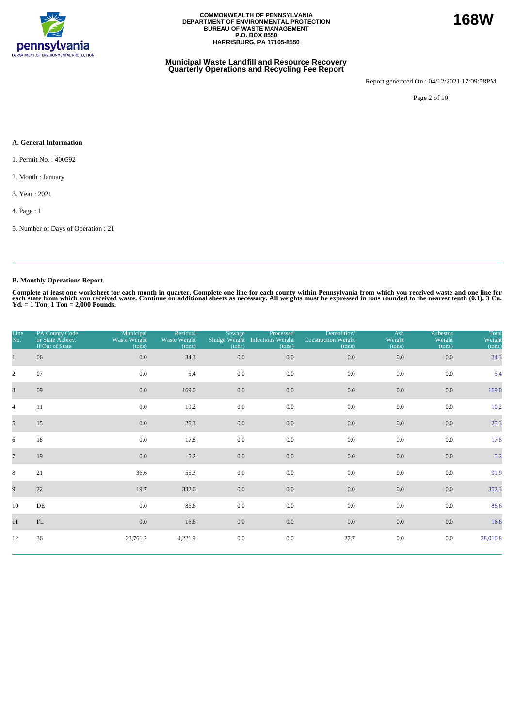**COMMONWEALTH OF PENNSYLVANIA**
**DEPARTMENT OF ENVIRONMENTAL PROTECTION**
**BUREAU OF WASTE MANAGEMENT**
**P.O. BOX 8550**
**HARRISBURG, PA 17105-8550**

# 168W

## Municipal Waste Landfill and Resource Recovery Quarterly Operations and Recycling Fee Report

Report generated On : 04/12/2021 17:09:58PM

### A. General Information

1. Permit No. : 400592
2. Month : January
3. Year : 2021
4. Page : 1
5. Number of Days of Operation : 21

### B. Monthly Operations Report

**Complete at least one worksheet for each month in quarter. Complete one line for each county within Pennsylvania from which you received waste and one line for each state from which you received waste. Continue on additional sheets as necessary. All weights must be expressed in tons rounded to the nearest tenth (0.1), 3 Cu. Yd. = 1 Ton, 1 Ton = 2,000 Pounds.**

| Line No. | PA County Code or State Abbrev. If Out of State | Municipal Waste Weight (tons) | Residual Waste Weight (tons) | Sewage Sludge Weight (tons) | Processed Infectious Weight (tons) | Demolition/ Construction Weight (tons) | Ash Weight (tons) | Asbestos Weight (tons) | Total Weight (tons) |
|---|---|---|---|---|---|---|---|---|---|
| 1 | 06 | 0.0 | 34.3 | 0.0 | 0.0 | 0.0 | 0.0 | 0.0 | 34.3 |
| 2 | 07 | 0.0 | 5.4 | 0.0 | 0.0 | 0.0 | 0.0 | 0.0 | 5.4 |
| 3 | 09 | 0.0 | 169.0 | 0.0 | 0.0 | 0.0 | 0.0 | 0.0 | 169.0 |
| 4 | 11 | 0.0 | 10.2 | 0.0 | 0.0 | 0.0 | 0.0 | 0.0 | 10.2 |
| 5 | 15 | 0.0 | 25.3 | 0.0 | 0.0 | 0.0 | 0.0 | 0.0 | 25.3 |
| 6 | 18 | 0.0 | 17.8 | 0.0 | 0.0 | 0.0 | 0.0 | 0.0 | 17.8 |
| 7 | 19 | 0.0 | 5.2 | 0.0 | 0.0 | 0.0 | 0.0 | 0.0 | 5.2 |
| 8 | 21 | 36.6 | 55.3 | 0.0 | 0.0 | 0.0 | 0.0 | 0.0 | 91.9 |
| 9 | 22 | 19.7 | 332.6 | 0.0 | 0.0 | 0.0 | 0.0 | 0.0 | 352.3 |
| 10 | DE | 0.0 | 86.6 | 0.0 | 0.0 | 0.0 | 0.0 | 0.0 | 86.6 |
| 11 | FL | 0.0 | 16.6 | 0.0 | 0.0 | 0.0 | 0.0 | 0.0 | 16.6 |
| 12 | 36 | 23,761.2 | 4,221.9 | 0.0 | 0.0 | 27.7 | 0.0 | 0.0 | 28,010.8 |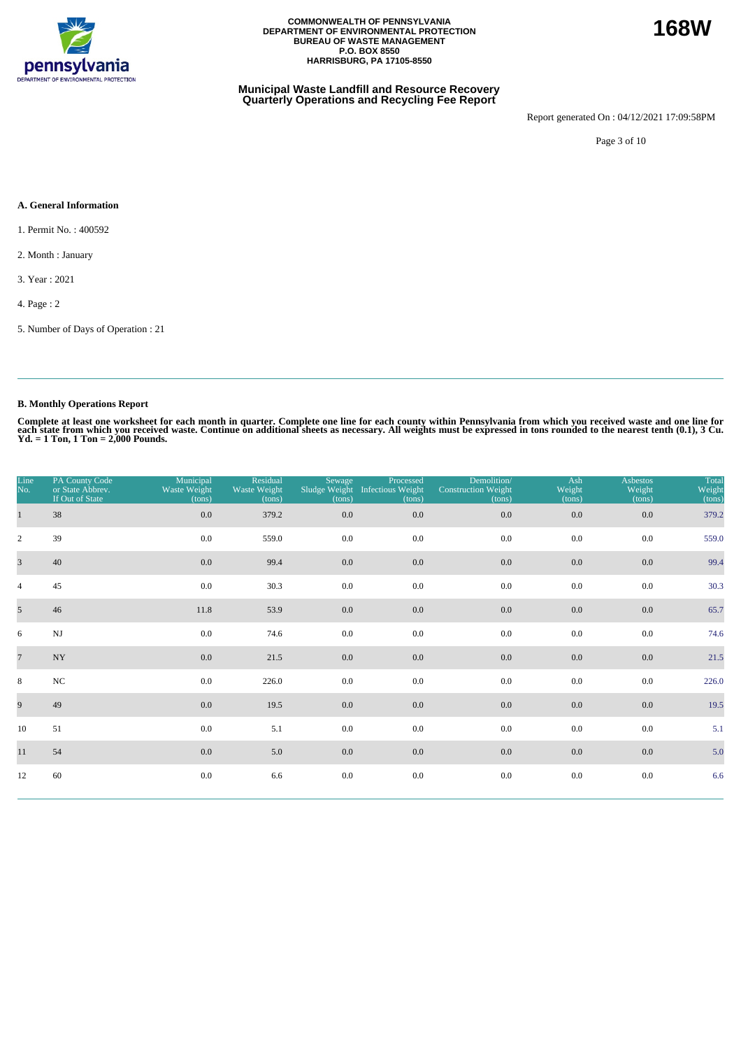COMMONWEALTH OF PENNSYLVANIA
DEPARTMENT OF ENVIRONMENTAL PROTECTION
BUREAU OF WASTE MANAGEMENT
P.O. BOX 8550
HARRISBURG, PA 17105-8550

**168W**

## Municipal Waste Landfill and Resource Recovery Quarterly Operations and Recycling Fee Report

Report generated On : 04/12/2021 17:09:58PM

### A. General Information

1. Permit No. : 400592

2. Month : January

3. Year : 2021

4. Page : 2

5. Number of Days of Operation : 21

### B. Monthly Operations Report

**Complete at least one worksheet for each month in quarter. Complete one line for each county within Pennsylvania from which you received waste and one line for each state from which you received waste. Continue on additional sheets as necessary. All weights must be expressed in tons rounded to the nearest tenth (0.1), 3 Cu. Yd. = 1 Ton, 1 Ton = 2,000 Pounds.**

| Line No. | PA County Code or State Abbrev. If Out of State | Municipal Waste Weight (tons) | Residual Waste Weight (tons) | Sewage Sludge Weight (tons) | Processed Infectious Weight (tons) | Demolition/ Construction Weight (tons) | Ash Weight (tons) | Asbestos Weight (tons) | Total Weight (tons) |
|---|---|---|---|---|---|---|---|---|---|
| 1 | 38 | 0.0 | 379.2 | 0.0 | 0.0 | 0.0 | 0.0 | 0.0 | 379.2 |
| 2 | 39 | 0.0 | 559.0 | 0.0 | 0.0 | 0.0 | 0.0 | 0.0 | 559.0 |
| 3 | 40 | 0.0 | 99.4 | 0.0 | 0.0 | 0.0 | 0.0 | 0.0 | 99.4 |
| 4 | 45 | 0.0 | 30.3 | 0.0 | 0.0 | 0.0 | 0.0 | 0.0 | 30.3 |
| 5 | 46 | 11.8 | 53.9 | 0.0 | 0.0 | 0.0 | 0.0 | 0.0 | 65.7 |
| 6 | NJ | 0.0 | 74.6 | 0.0 | 0.0 | 0.0 | 0.0 | 0.0 | 74.6 |
| 7 | NY | 0.0 | 21.5 | 0.0 | 0.0 | 0.0 | 0.0 | 0.0 | 21.5 |
| 8 | NC | 0.0 | 226.0 | 0.0 | 0.0 | 0.0 | 0.0 | 0.0 | 226.0 |
| 9 | 49 | 0.0 | 19.5 | 0.0 | 0.0 | 0.0 | 0.0 | 0.0 | 19.5 |
| 10 | 51 | 0.0 | 5.1 | 0.0 | 0.0 | 0.0 | 0.0 | 0.0 | 5.1 |
| 11 | 54 | 0.0 | 5.0 | 0.0 | 0.0 | 0.0 | 0.0 | 0.0 | 5.0 |
| 12 | 60 | 0.0 | 6.6 | 0.0 | 0.0 | 0.0 | 0.0 | 0.0 | 6.6 |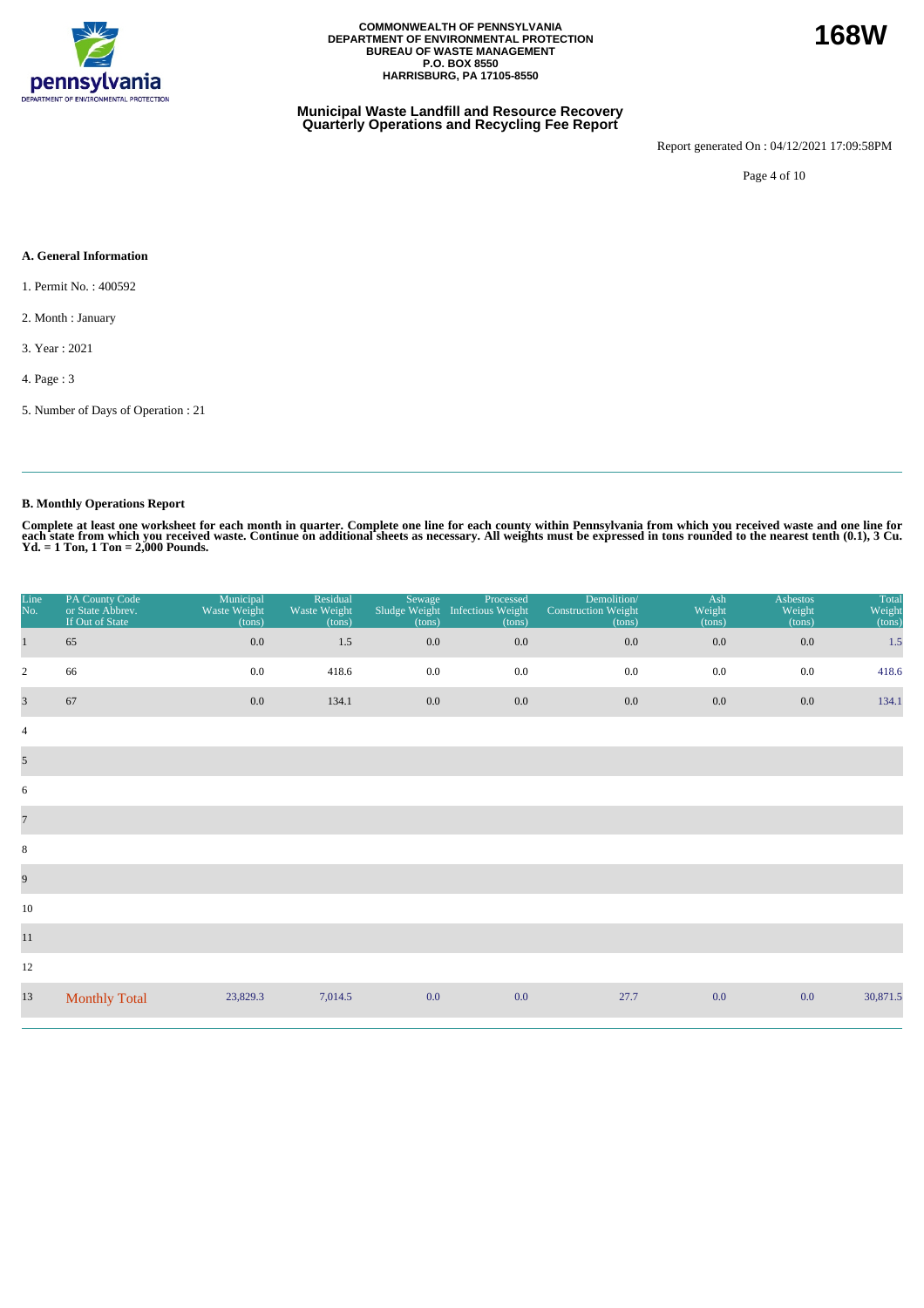COMMONWEALTH OF PENNSYLVANIA
DEPARTMENT OF ENVIRONMENTAL PROTECTION
BUREAU OF WASTE MANAGEMENT
P.O. BOX 8550
HARRISBURG, PA 17105-8550

**168W**

## Municipal Waste Landfill and Resource Recovery Quarterly Operations and Recycling Fee Report

Report generated On : 04/12/2021 17:09:58PM

### A. General Information

1. Permit No. : 400592

2. Month : January

3. Year : 2021

4. Page : 3

5. Number of Days of Operation : 21

### B. Monthly Operations Report

**Complete at least one worksheet for each month in quarter. Complete one line for each county within Pennsylvania from which you received waste and one line for each state from which you received waste. Continue on additional sheets as necessary. All weights must be expressed in tons rounded to the nearest tenth (0.1), 3 Cu. Yd. = 1 Ton, 1 Ton = 2,000 Pounds.**

| Line No. | PA County Code or State Abbrev. If Out of State | Municipal Waste Weight (tons) | Residual Waste Weight (tons) | Sewage Sludge Weight (tons) | Processed Infectious Weight (tons) | Demolition/ Construction Weight (tons) | Ash Weight (tons) | Asbestos Weight (tons) | Total Weight (tons) |
|---|---|---|---|---|---|---|---|---|---|
| 1 | 65 | 0.0 | 1.5 | 0.0 | 0.0 | 0.0 | 0.0 | 0.0 | 1.5 |
| 2 | 66 | 0.0 | 418.6 | 0.0 | 0.0 | 0.0 | 0.0 | 0.0 | 418.6 |
| 3 | 67 | 0.0 | 134.1 | 0.0 | 0.0 | 0.0 | 0.0 | 0.0 | 134.1 |
| 4 | | | | | | | | | |
| 5 | | | | | | | | | |
| 6 | | | | | | | | | |
| 7 | | | | | | | | | |
| 8 | | | | | | | | | |
| 9 | | | | | | | | | |
| 10 | | | | | | | | | |
| 11 | | | | | | | | | |
| 12 | | | | | | | | | |
| 13 | Monthly Total | 23,829.3 | 7,014.5 | 0.0 | 0.0 | 27.7 | 0.0 | 0.0 | 30,871.5 |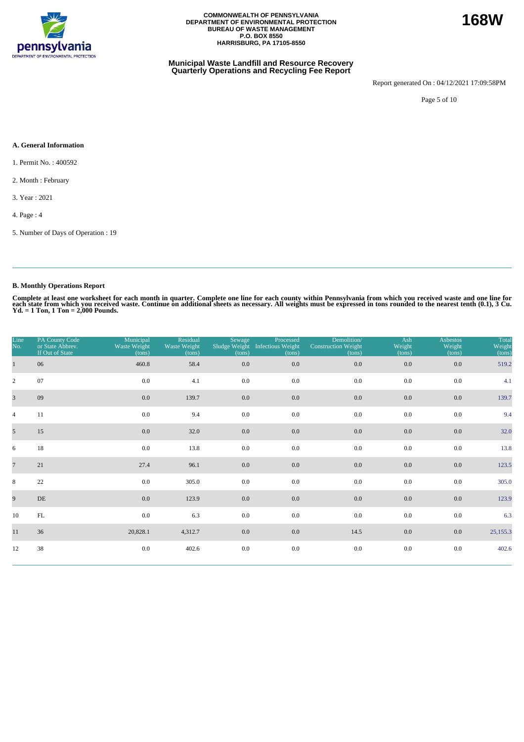COMMONWEALTH OF PENNSYLVANIA
DEPARTMENT OF ENVIRONMENTAL PROTECTION
BUREAU OF WASTE MANAGEMENT
P.O. BOX 8550
HARRISBURG, PA 17105-8550

**168W**

**Municipal Waste Landfill and Resource Recovery Quarterly Operations and Recycling Fee Report**

Report generated On : 04/12/2021 17:09:58PM

### A. General Information

1. Permit No. : 400592
2. Month : February
3. Year : 2021
4. Page : 4
5. Number of Days of Operation : 19

### B. Monthly Operations Report

**Complete at least one worksheet for each month in quarter. Complete one line for each county within Pennsylvania from which you received waste and one line for each state from which you received waste. Continue on additional sheets as necessary. All weights must be expressed in tons rounded to the nearest tenth (0.1), 3 Cu. Yd. = 1 Ton, 1 Ton = 2,000 Pounds.**

| Line No. | PA County Code or State Abbrev. If Out of State | Municipal Waste Weight (tons) | Residual Waste Weight (tons) | Sewage Sludge Weight (tons) | Processed Infectious Weight (tons) | Demolition/ Construction Weight (tons) | Ash Weight (tons) | Asbestos Weight (tons) | Total Weight (tons) |
|---|---|---|---|---|---|---|---|---|---|
| 1 | 06 | 460.8 | 58.4 | 0.0 | 0.0 | 0.0 | 0.0 | 0.0 | 519.2 |
| 2 | 07 | 0.0 | 4.1 | 0.0 | 0.0 | 0.0 | 0.0 | 0.0 | 4.1 |
| 3 | 09 | 0.0 | 139.7 | 0.0 | 0.0 | 0.0 | 0.0 | 0.0 | 139.7 |
| 4 | 11 | 0.0 | 9.4 | 0.0 | 0.0 | 0.0 | 0.0 | 0.0 | 9.4 |
| 5 | 15 | 0.0 | 32.0 | 0.0 | 0.0 | 0.0 | 0.0 | 0.0 | 32.0 |
| 6 | 18 | 0.0 | 13.8 | 0.0 | 0.0 | 0.0 | 0.0 | 0.0 | 13.8 |
| 7 | 21 | 27.4 | 96.1 | 0.0 | 0.0 | 0.0 | 0.0 | 0.0 | 123.5 |
| 8 | 22 | 0.0 | 305.0 | 0.0 | 0.0 | 0.0 | 0.0 | 0.0 | 305.0 |
| 9 | DE | 0.0 | 123.9 | 0.0 | 0.0 | 0.0 | 0.0 | 0.0 | 123.9 |
| 10 | FL | 0.0 | 6.3 | 0.0 | 0.0 | 0.0 | 0.0 | 0.0 | 6.3 |
| 11 | 36 | 20,828.1 | 4,312.7 | 0.0 | 0.0 | 14.5 | 0.0 | 0.0 | 25,155.3 |
| 12 | 38 | 0.0 | 402.6 | 0.0 | 0.0 | 0.0 | 0.0 | 0.0 | 402.6 |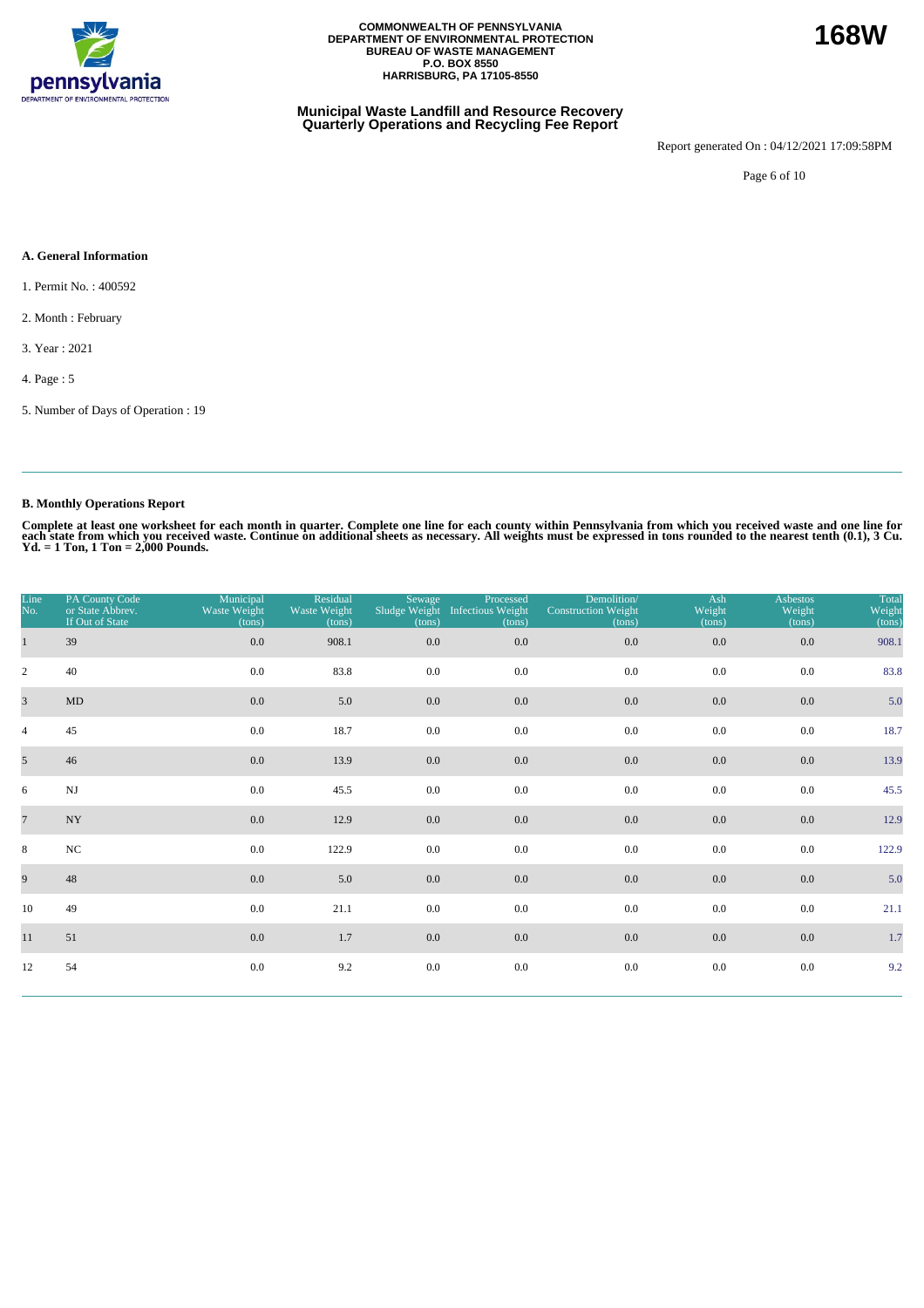COMMONWEALTH OF PENNSYLVANIA
DEPARTMENT OF ENVIRONMENTAL PROTECTION
BUREAU OF WASTE MANAGEMENT
P.O. BOX 8550
HARRISBURG, PA 17105-8550

**168W**

**Municipal Waste Landfill and Resource Recovery Quarterly Operations and Recycling Fee Report**

Report generated On : 04/12/2021 17:09:58PM

### A. General Information

1. Permit No. : 400592

2. Month : February

3. Year : 2021

4. Page : 5

5. Number of Days of Operation : 19

### B. Monthly Operations Report

**Complete at least one worksheet for each month in quarter. Complete one line for each county within Pennsylvania from which you received waste and one line for each state from which you received waste. Continue on additional sheets as necessary. All weights must be expressed in tons rounded to the nearest tenth (0.1), 3 Cu. Yd. = 1 Ton, 1 Ton = 2,000 Pounds.**

| Line No. | PA County Code or State Abbrev. If Out of State | Municipal Waste Weight (tons) | Residual Waste Weight (tons) | Sewage Sludge Weight (tons) | Processed Infectious Weight (tons) | Demolition/ Construction Weight (tons) | Ash Weight (tons) | Asbestos Weight (tons) | Total Weight (tons) |
|---|---|---|---|---|---|---|---|---|---|
| 1 | 39 | 0.0 | 908.1 | 0.0 | 0.0 | 0.0 | 0.0 | 0.0 | 908.1 |
| 2 | 40 | 0.0 | 83.8 | 0.0 | 0.0 | 0.0 | 0.0 | 0.0 | 83.8 |
| 3 | MD | 0.0 | 5.0 | 0.0 | 0.0 | 0.0 | 0.0 | 0.0 | 5.0 |
| 4 | 45 | 0.0 | 18.7 | 0.0 | 0.0 | 0.0 | 0.0 | 0.0 | 18.7 |
| 5 | 46 | 0.0 | 13.9 | 0.0 | 0.0 | 0.0 | 0.0 | 0.0 | 13.9 |
| 6 | NJ | 0.0 | 45.5 | 0.0 | 0.0 | 0.0 | 0.0 | 0.0 | 45.5 |
| 7 | NY | 0.0 | 12.9 | 0.0 | 0.0 | 0.0 | 0.0 | 0.0 | 12.9 |
| 8 | NC | 0.0 | 122.9 | 0.0 | 0.0 | 0.0 | 0.0 | 0.0 | 122.9 |
| 9 | 48 | 0.0 | 5.0 | 0.0 | 0.0 | 0.0 | 0.0 | 0.0 | 5.0 |
| 10 | 49 | 0.0 | 21.1 | 0.0 | 0.0 | 0.0 | 0.0 | 0.0 | 21.1 |
| 11 | 51 | 0.0 | 1.7 | 0.0 | 0.0 | 0.0 | 0.0 | 0.0 | 1.7 |
| 12 | 54 | 0.0 | 9.2 | 0.0 | 0.0 | 0.0 | 0.0 | 0.0 | 9.2 |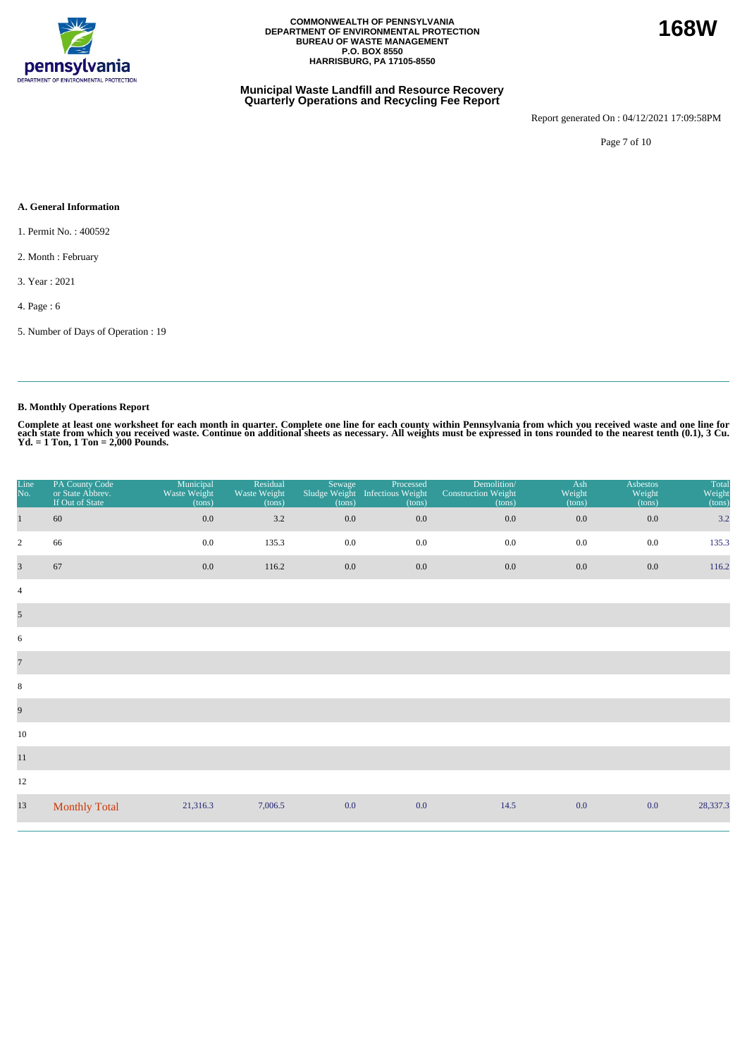COMMONWEALTH OF PENNSYLVANIA
DEPARTMENT OF ENVIRONMENTAL PROTECTION
BUREAU OF WASTE MANAGEMENT
P.O. BOX 8550
HARRISBURG, PA 17105-8550

**168W**

## Municipal Waste Landfill and Resource Recovery Quarterly Operations and Recycling Fee Report

Report generated On : 04/12/2021 17:09:58PM

### A. General Information

1. Permit No. : 400592

2. Month : February

3. Year : 2021

4. Page : 6

5. Number of Days of Operation : 19

### B. Monthly Operations Report

**Complete at least one worksheet for each month in quarter. Complete one line for each county within Pennsylvania from which you received waste and one line for each state from which you received waste. Continue on additional sheets as necessary. All weights must be expressed in tons rounded to the nearest tenth (0.1), 3 Cu. Yd. = 1 Ton, 1 Ton = 2,000 Pounds.**

| Line No. | PA County Code or State Abbrev. If Out of State | Municipal Waste Weight (tons) | Residual Waste Weight (tons) | Sewage Sludge Weight (tons) | Processed Infectious Weight (tons) | Demolition/ Construction Weight (tons) | Ash Weight (tons) | Asbestos Weight (tons) | Total Weight (tons) |
|---|---|---|---|---|---|---|---|---|---|
| 1 | 60 | 0.0 | 3.2 | 0.0 | 0.0 | 0.0 | 0.0 | 0.0 | 3.2 |
| 2 | 66 | 0.0 | 135.3 | 0.0 | 0.0 | 0.0 | 0.0 | 0.0 | 135.3 |
| 3 | 67 | 0.0 | 116.2 | 0.0 | 0.0 | 0.0 | 0.0 | 0.0 | 116.2 |
| 4 | | | | | | | | | |
| 5 | | | | | | | | | |
| 6 | | | | | | | | | |
| 7 | | | | | | | | | |
| 8 | | | | | | | | | |
| 9 | | | | | | | | | |
| 10 | | | | | | | | | |
| 11 | | | | | | | | | |
| 12 | | | | | | | | | |
| 13 | Monthly Total | 21,316.3 | 7,006.5 | 0.0 | 0.0 | 14.5 | 0.0 | 0.0 | 28,337.3 |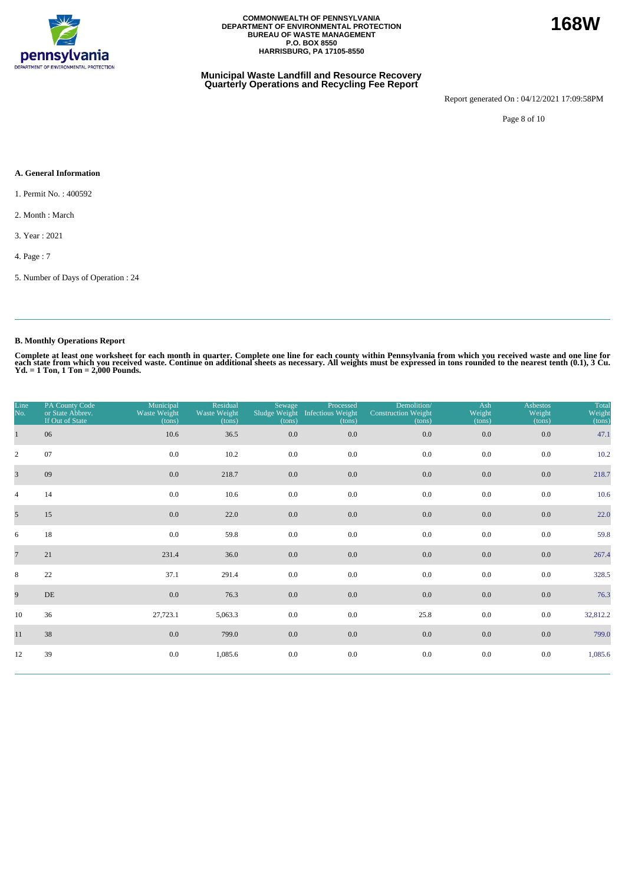COMMONWEALTH OF PENNSYLVANIA
DEPARTMENT OF ENVIRONMENTAL PROTECTION
BUREAU OF WASTE MANAGEMENT
P.O. BOX 8550
HARRISBURG, PA 17105-8550

**168W**

## Municipal Waste Landfill and Resource Recovery Quarterly Operations and Recycling Fee Report

Report generated On : 04/12/2021 17:09:58PM

### A. General Information

1. Permit No. : 400592

2. Month : March

3. Year : 2021

4. Page : 7

5. Number of Days of Operation : 24

### B. Monthly Operations Report

**Complete at least one worksheet for each month in quarter. Complete one line for each county within Pensylvania from which you received waste and one line for each state from which you received waste. Continue on additional sheets as necessary. All weights must be expressed in tons rounded to the nearest tenth (0.1), 3 Cu. Yd. = 1 Ton, 1 Ton = 2,000 Pounds.**

| Line No. | PA County Code or State Abbrev. If Out of State | Municipal Waste Weight (tons) | Residual Waste Weight (tons) | Sewage Sludge Weight (tons) | Processed Infectious Weight (tons) | Demolition/ Construction Weight (tons) | Ash Weight (tons) | Asbestos Weight (tons) | Total Weight (tons) |
|---|---|---|---|---|---|---|---|---|---|
| 1 | 06 | 10.6 | 36.5 | 0.0 | 0.0 | 0.0 | 0.0 | 0.0 | 47.1 |
| 2 | 07 | 0.0 | 10.2 | 0.0 | 0.0 | 0.0 | 0.0 | 0.0 | 10.2 |
| 3 | 09 | 0.0 | 218.7 | 0.0 | 0.0 | 0.0 | 0.0 | 0.0 | 218.7 |
| 4 | 14 | 0.0 | 10.6 | 0.0 | 0.0 | 0.0 | 0.0 | 0.0 | 10.6 |
| 5 | 15 | 0.0 | 22.0 | 0.0 | 0.0 | 0.0 | 0.0 | 0.0 | 22.0 |
| 6 | 18 | 0.0 | 59.8 | 0.0 | 0.0 | 0.0 | 0.0 | 0.0 | 59.8 |
| 7 | 21 | 231.4 | 36.0 | 0.0 | 0.0 | 0.0 | 0.0 | 0.0 | 267.4 |
| 8 | 22 | 37.1 | 291.4 | 0.0 | 0.0 | 0.0 | 0.0 | 0.0 | 328.5 |
| 9 | DE | 0.0 | 76.3 | 0.0 | 0.0 | 0.0 | 0.0 | 0.0 | 76.3 |
| 10 | 36 | 27,723.1 | 5,063.3 | 0.0 | 0.0 | 25.8 | 0.0 | 0.0 | 32,812.2 |
| 11 | 38 | 0.0 | 799.0 | 0.0 | 0.0 | 0.0 | 0.0 | 0.0 | 799.0 |
| 12 | 39 | 0.0 | 1,085.6 | 0.0 | 0.0 | 0.0 | 0.0 | 0.0 | 1,085.6 |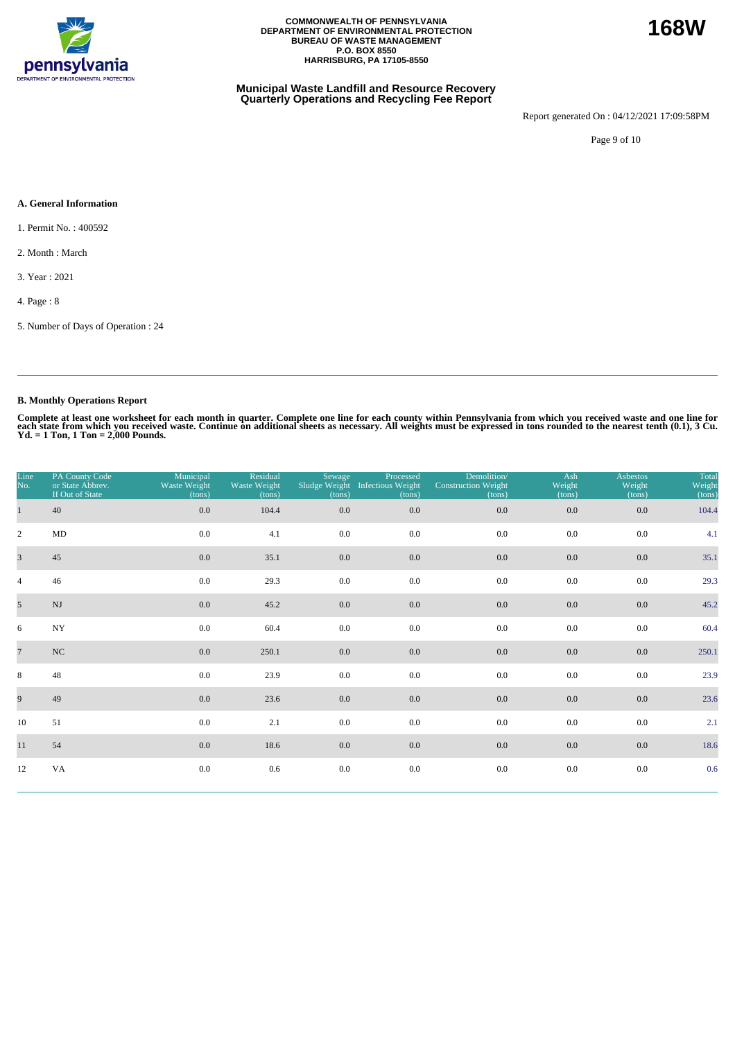COMMONWEALTH OF PENNSYLVANIA
DEPARTMENT OF ENVIRONMENTAL PROTECTION
BUREAU OF WASTE MANAGEMENT
P.O. BOX 8550
HARRISBURG, PA 17105-8550

**168W**

## Municipal Waste Landfill and Resource Recovery Quarterly Operations and Recycling Fee Report

Report generated On : 04/12/2021 17:09:58PM

### A. General Information

1. Permit No. : 400592
2. Month : March
3. Year : 2021
4. Page : 8
5. Number of Days of Operation : 24

### B. Monthly Operations Report

**Complete at least one worksheet for each month in quarter. Complete one line for each county within Pennsylvania from which you received waste and one line for each state from which you received waste. Continue on additional sheets as necessary. All weights must be expressed in tons rounded to the nearest tenth (0.1), 3 Cu. Yd. = 1 Ton, 1 Ton = 2,000 Pounds.**

| Line No. | PA County Code or State Abbrev. If Out of State | Municipal Waste Weight (tons) | Residual Waste Weight (tons) | Sewage Sludge Weight (tons) | Processed Infectious Weight (tons) | Demolition/ Construction Weight (tons) | Ash Weight (tons) | Asbestos Weight (tons) | Total Weight (tons) |
|---|---|---|---|---|---|---|---|---|---|
| 1 | 40 | 0.0 | 104.4 | 0.0 | 0.0 | 0.0 | 0.0 | 0.0 | 104.4 |
| 2 | MD | 0.0 | 4.1 | 0.0 | 0.0 | 0.0 | 0.0 | 0.0 | 4.1 |
| 3 | 45 | 0.0 | 35.1 | 0.0 | 0.0 | 0.0 | 0.0 | 0.0 | 35.1 |
| 4 | 46 | 0.0 | 29.3 | 0.0 | 0.0 | 0.0 | 0.0 | 0.0 | 29.3 |
| 5 | NJ | 0.0 | 45.2 | 0.0 | 0.0 | 0.0 | 0.0 | 0.0 | 45.2 |
| 6 | NY | 0.0 | 60.4 | 0.0 | 0.0 | 0.0 | 0.0 | 0.0 | 60.4 |
| 7 | NC | 0.0 | 250.1 | 0.0 | 0.0 | 0.0 | 0.0 | 0.0 | 250.1 |
| 8 | 48 | 0.0 | 23.9 | 0.0 | 0.0 | 0.0 | 0.0 | 0.0 | 23.9 |
| 9 | 49 | 0.0 | 23.6 | 0.0 | 0.0 | 0.0 | 0.0 | 0.0 | 23.6 |
| 10 | 51 | 0.0 | 2.1 | 0.0 | 0.0 | 0.0 | 0.0 | 0.0 | 2.1 |
| 11 | 54 | 0.0 | 18.6 | 0.0 | 0.0 | 0.0 | 0.0 | 0.0 | 18.6 |
| 12 | VA | 0.0 | 0.6 | 0.0 | 0.0 | 0.0 | 0.0 | 0.0 | 0.6 |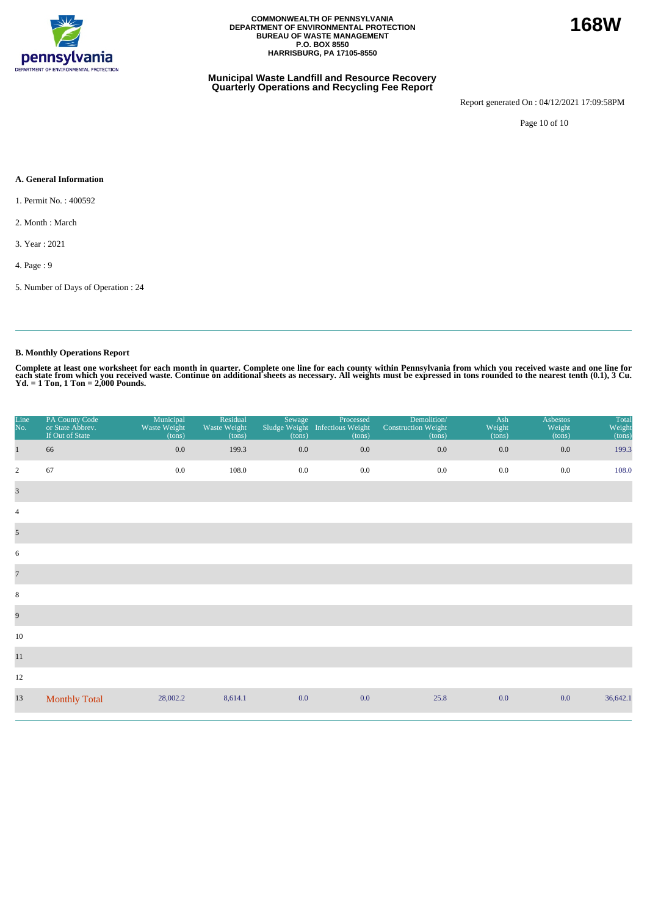**COMMONWEALTH OF PENNSYLVANIA**
**DEPARTMENT OF ENVIRONMENTAL PROTECTION**
**BUREAU OF WASTE MANAGEMENT**
**P.O. BOX 8550**
**HARRISBURG, PA 17105-8550**

# 168W

## Municipal Waste Landfill and Resource Recovery Quarterly Operations and Recycling Fee Report

Report generated On : 04/12/2021 17:09:58PM

### A. General Information

1. Permit No. : 400592

2. Month : March

3. Year : 2021

4. Page : 9

5. Number of Days of Operation : 24

---

### B. Monthly Operations Report

**Complete at least one worksheet for each month in quarter. Complete one line for each county within Pennsylvania from which you received waste and one line for each state from which you received waste. Continue on additional sheets as necessary. All weights must be expressed in tons rounded to the nearest tenth (0.1), 3 Cu. Yd. = 1 Ton, 1 Ton = 2,000 Pounds.**

| Line No. | PA County Code or State Abbrev. If Out of State | Municipal Waste Weight (tons) | Residual Waste Weight (tons) | Sewage Sludge Weight (tons) | Processed Infectious Weight (tons) | Demolition/ Construction Weight (tons) | Ash Weight (tons) | Asbestos Weight (tons) | Total Weight (tons) |
|---|---|---|---|---|---|---|---|---|---|
| 1 | 66 | 0.0 | 199.3 | 0.0 | 0.0 | 0.0 | 0.0 | 0.0 | 199.3 |
| 2 | 67 | 0.0 | 108.0 | 0.0 | 0.0 | 0.0 | 0.0 | 0.0 | 108.0 |
| 3 | | | | | | | | | |
| 4 | | | | | | | | | |
| 5 | | | | | | | | | |
| 6 | | | | | | | | | |
| 7 | | | | | | | | | |
| 8 | | | | | | | | | |
| 9 | | | | | | | | | |
| 10 | | | | | | | | | |
| 11 | | | | | | | | | |
| 12 | | | | | | | | | |
| 13 | Monthly Total | 28,002.2 | 8,614.1 | 0.0 | 0.0 | 25.8 | 0.0 | 0.0 | 36,642.1 |